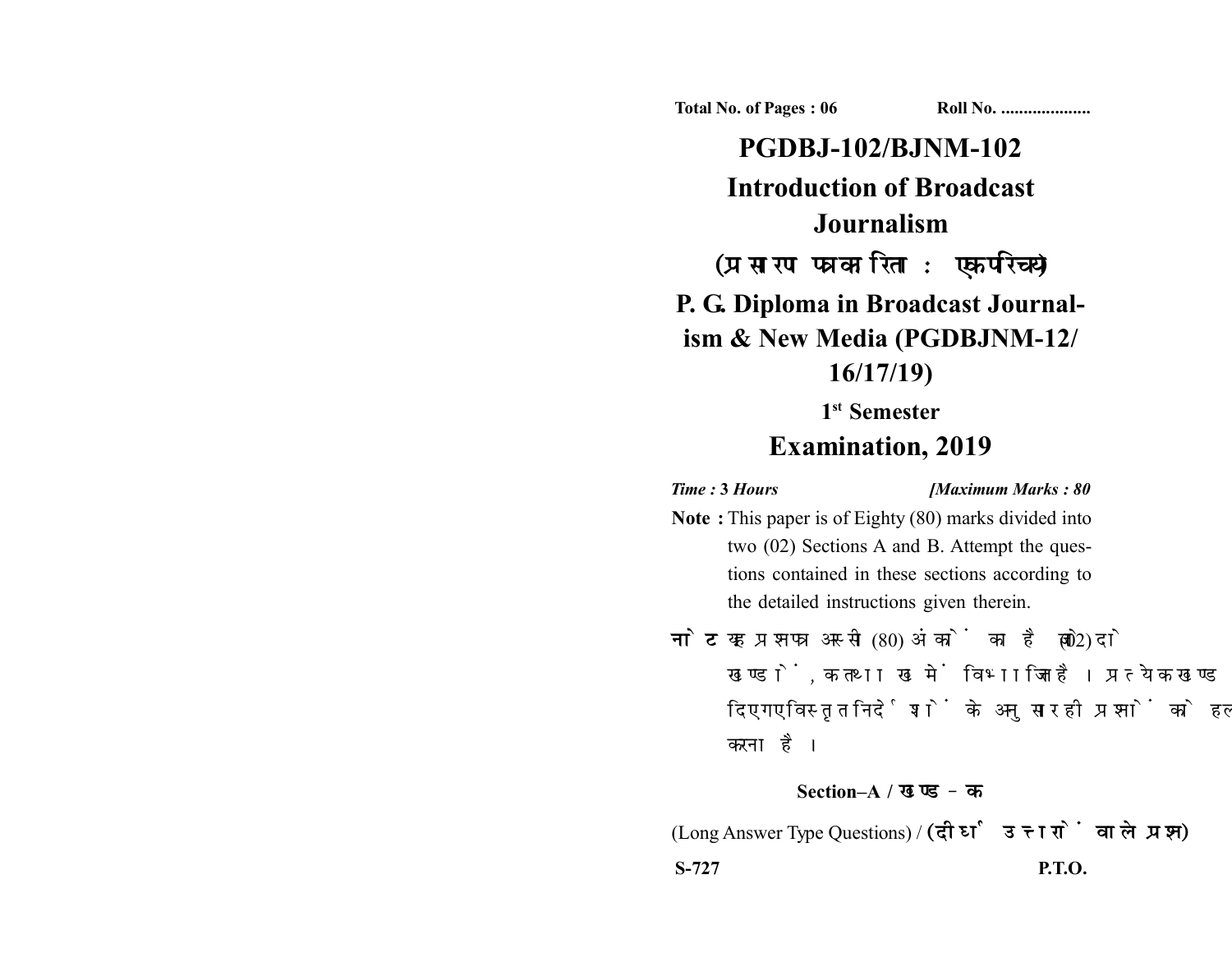Total No. of Pages : 06 Roll No. ....................

# PGDBJ-102/BJNM-102

# Introduction of Broadcast Journalism

## (प्रसारण पत्रकारिता : एक परिचय)

## P. G. Diploma in Broadcast Journalism & New Media (PGDBJNM-12/16/17/19)

### 1st Semester

## Examination, 2019

*Time :* **3** *Hours* *[Maximum Marks :* **80**

**Note :** This paper is of Eighty (80) marks divided into two (02) Sections A and B. Attempt the questions contained in these sections according to the detailed instructions given therein.

**नोट :** यह प्रश्नपत्र अस्सी (80) अंकों का है जो दो (02) खण्डों, क तथा ख में विभाजित है। प्रत्येक खण्ड में दिए गए विस्तृत निर्देशों के अनुसार ही प्रश्नों को हल करना है।

### Section–A / खण्ड–क

(Long Answer Type Questions) / **(दीर्घ उत्तरों वाले प्रश्न)**

S-727 P.T.O.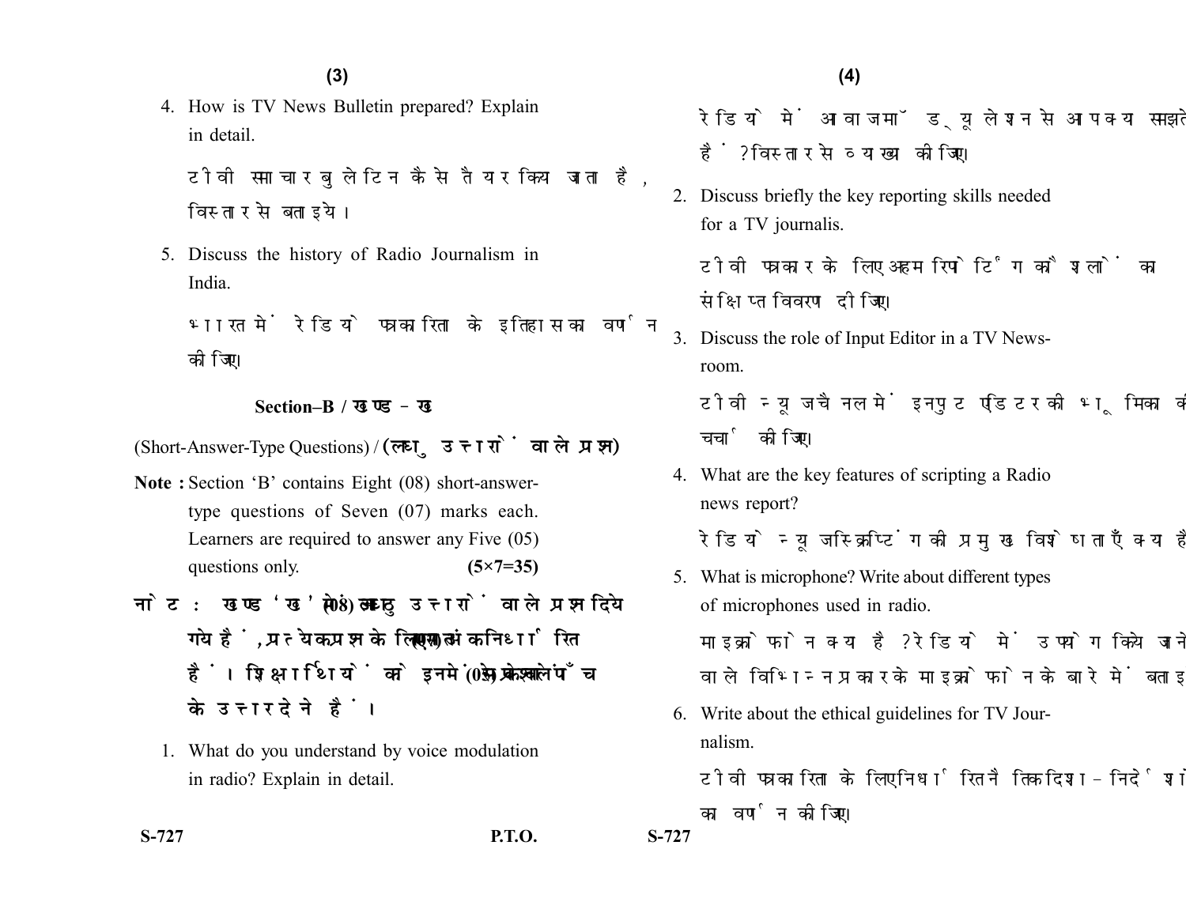4. How is TV News Bulletin prepared? Explain in detail.

   टीवी समाचार बुलेटिन कैसे तैयार किया जाता है, विस्तार से बताइये।

5. Discuss the history of Radio Journalism in India.

   भारत में रेडियो पत्रकारिता के इतिहास का वर्णन कीजिए।

## Section–B / खण्ड – ख

(Short-Answer-Type Questions) / (लघु उत्तरों वाले प्रश्न)

**Note :** Section 'B' contains Eight (08) short-answer-type questions of Seven (07) marks each. Learners are required to answer any Five (05) questions only. **(5×7=35)**

**नोट :** खण्ड 'ख' में आठ (08) लघु उत्तरों वाले प्रश्न दिये गये हैं, प्रत्येक प्रश्न के लिए सात (07) अंक निर्धारित हैं। शिक्षार्थियों को इनमें से केवल पाँच (05) प्रश्नों के उत्तर देने हैं।

1. What do you understand by voice modulation in radio? Explain in detail.

   रेडियो में आवाज मॉड्यूलेशन से आप क्या समझते हैं? विस्तार से व्याख्या कीजिए।

2. Discuss briefly the key reporting skills needed for a TV journalis.

   टीवी पत्रकार के लिए अहम रिपोर्टिंग कौशलों का संक्षिप्त विवरण दीजिए।

3. Discuss the role of Input Editor in a TV Newsroom.

   टीवी न्यूज चैनल में इनपुट एडिटर की भूमिका की चर्चा कीजिए।

4. What are the key features of scripting a Radio news report?

   रेडियो न्यूज स्क्रिप्टिंग की प्रमुख विशेषताएँ क्या हैं?

5. What is microphone? Write about different types of microphones used in radio.

   माइक्रोफोन क्या है? रेडियो में उपयोग किये जाने वाले विभिन्न प्रकार के माइक्रोफोन के बारे में बताइए।

6. Write about the ethical guidelines for TV Journalism.

   टीवी पत्रकारिता के लिए निर्धारित नैतिक दिशा-निर्देशों का वर्णन कीजिए।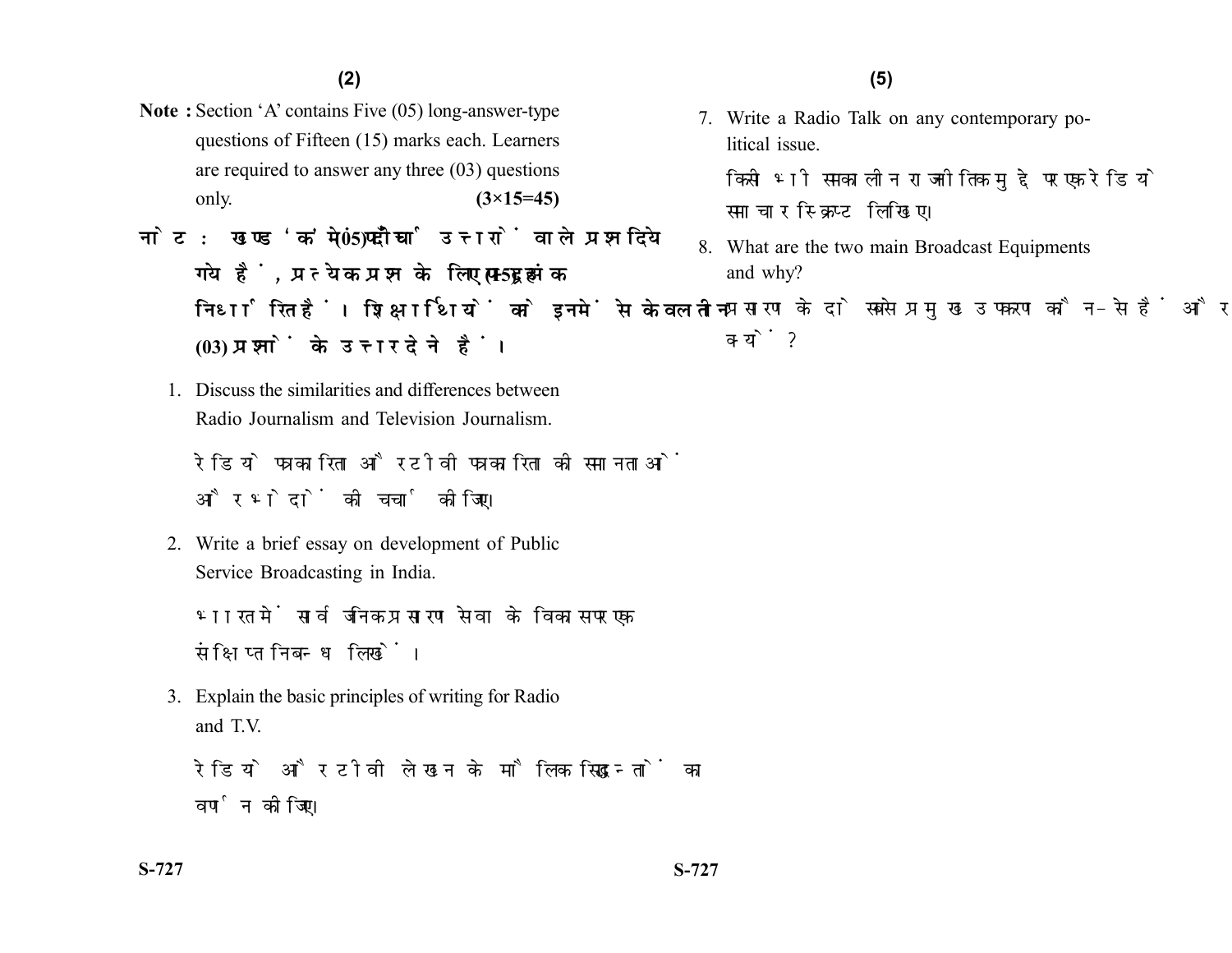**Note :** Section 'A' contains Five (05) long-answer-type questions of Fifteen (15) marks each. Learners are required to answer any three (03) questions only. **(3×15=45)**

**नोट :** खण्ड 'क' में पाँच (05) दीर्घ उत्तरों वाले प्रश्न दिये गये हैं, प्रत्येक प्रश्न के लिए पन्द्रह (15) अंक निर्धारित हैं। शिक्षार्थियों को इनमें से केवल तीन (03) प्रश्नों के उत्तर देने हैं।

1. Discuss the similarities and differences between Radio Journalism and Television Journalism.

   रेडियो पत्रकारिता और टीवी पत्रकारिता की समानताओं और भेदों की चर्चा कीजिए।

2. Write a brief essay on development of Public Service Broadcasting in India.

   भारत में सार्वजनिक प्रसारण सेवा के विकास पर एक संक्षिप्त निबन्ध लिखें।

3. Explain the basic principles of writing for Radio and T.V.

   रेडियो और टीवी लेखन के मौलिक सिद्धान्तों का वर्णन कीजिए।

7. Write a Radio Talk on any contemporary political issue.

   किसी भी समकालीन राजनीतिक मुद्दे पर एक रेडियो समाचार स्क्रिप्ट लिखिए।

8. What are the two main Broadcast Equipments and why?

   प्रसारण के दो सबसे प्रमुख उपकरण कौन-से हैं और क्यों?